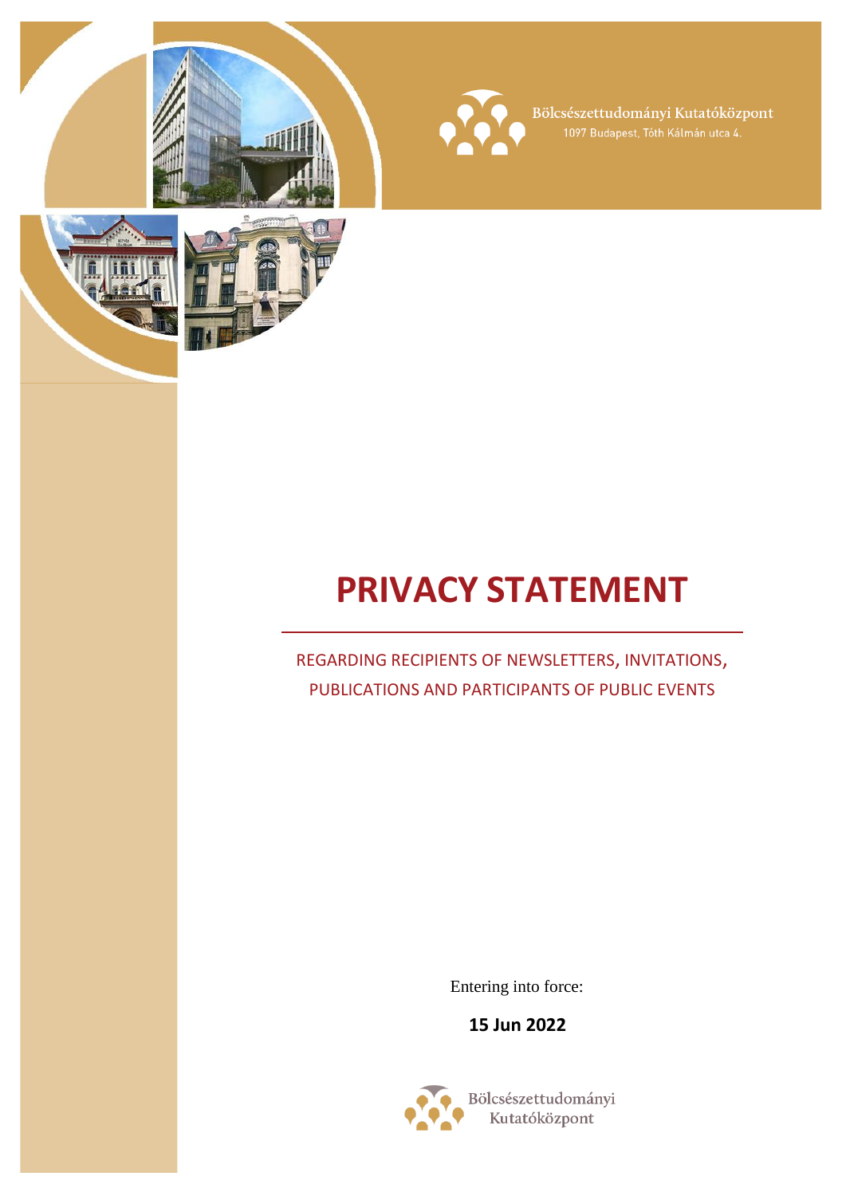Bölcsészettudományi Kutatóközpont
1097 Budapest, Tóth Kálmán utca 4.

# PRIVACY STATEMENT

REGARDING RECIPIENTS OF NEWSLETTERS, INVITATIONS, PUBLICATIONS AND PARTICIPANTS OF PUBLIC EVENTS

Entering into force:

**15 Jun 2022**

Bölcsészettudományi Kutatóközpont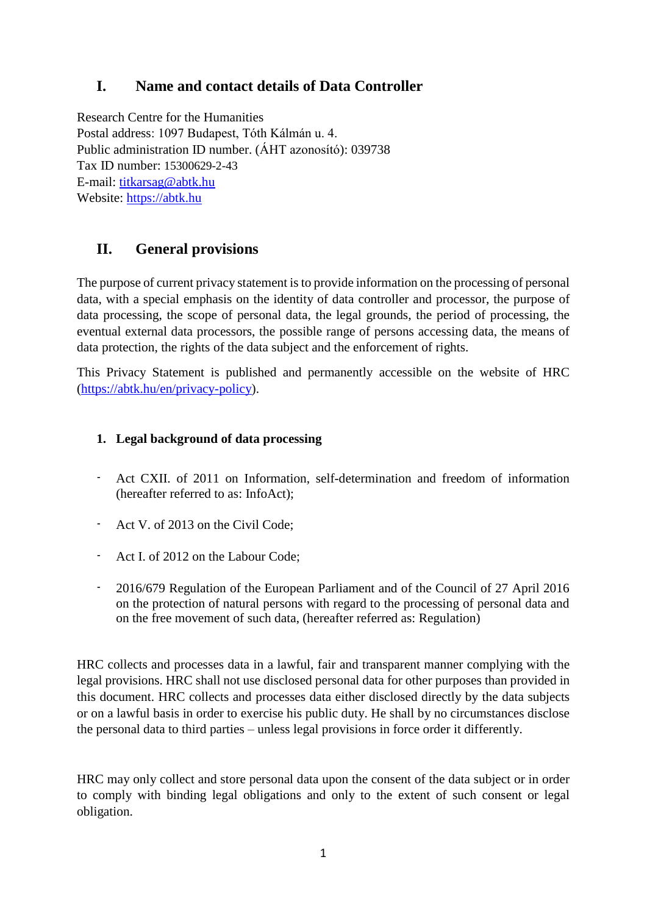# I. Name and contact details of Data Controller

Research Centre for the Humanities
Postal address: 1097 Budapest, Tóth Kálmán u. 4.
Public administration ID number. (ÁHT azonosító): 039738
Tax ID number: 15300629-2-43
E-mail: titkarsag@abtk.hu
Website: https://abtk.hu

# II. General provisions

The purpose of current privacy statement is to provide information on the processing of personal data, with a special emphasis on the identity of data controller and processor, the purpose of data processing, the scope of personal data, the legal grounds, the period of processing, the eventual external data processors, the possible range of persons accessing data, the means of data protection, the rights of the data subject and the enforcement of rights.

This Privacy Statement is published and permanently accessible on the website of HRC (https://abtk.hu/en/privacy-policy).

## 1. Legal background of data processing

- Act CXII. of 2011 on Information, self-determination and freedom of information (hereafter referred to as: InfoAct);
- Act V. of 2013 on the Civil Code;
- Act I. of 2012 on the Labour Code;
- 2016/679 Regulation of the European Parliament and of the Council of 27 April 2016 on the protection of natural persons with regard to the processing of personal data and on the free movement of such data, (hereafter referred as: Regulation)

HRC collects and processes data in a lawful, fair and transparent manner complying with the legal provisions. HRC shall not use disclosed personal data for other purposes than provided in this document. HRC collects and processes data either disclosed directly by the data subjects or on a lawful basis in order to exercise his public duty. He shall by no circumstances disclose the personal data to third parties – unless legal provisions in force order it differently.

HRC may only collect and store personal data upon the consent of the data subject or in order to comply with binding legal obligations and only to the extent of such consent or legal obligation.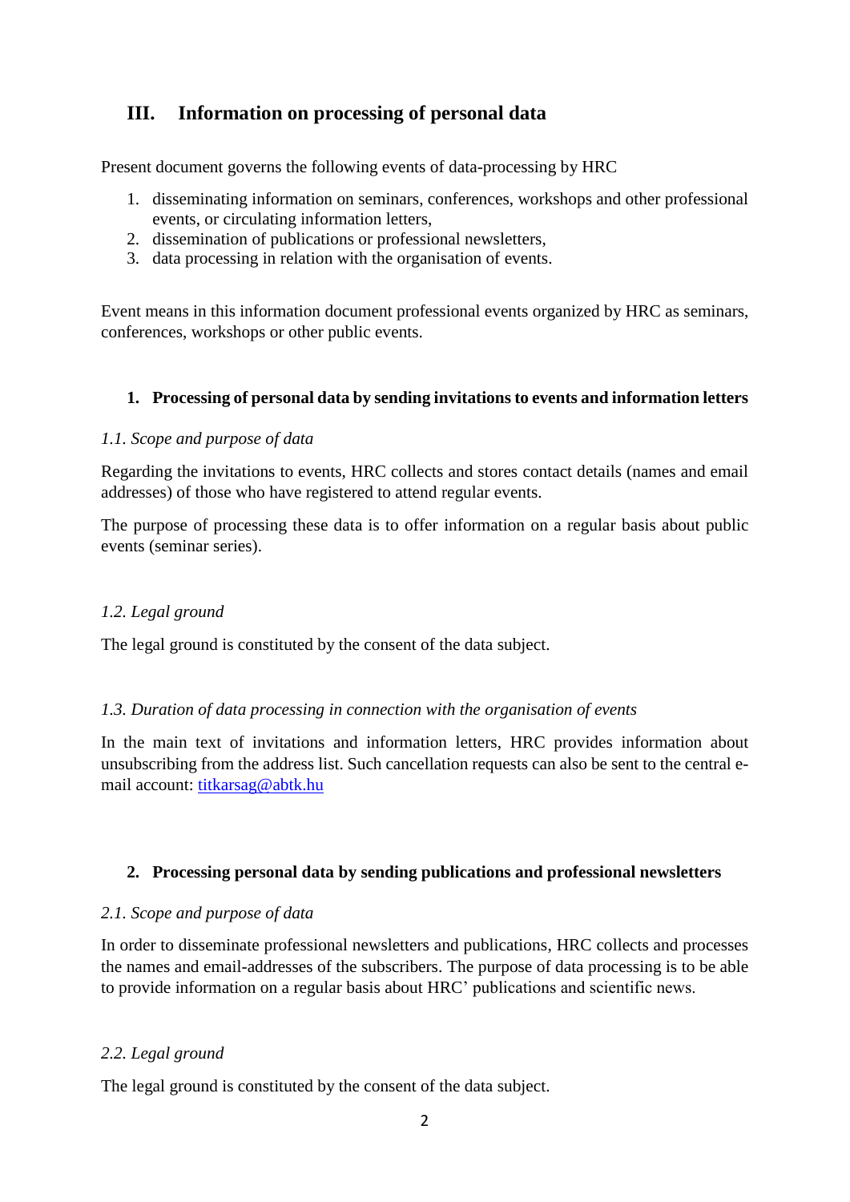## III. Information on processing of personal data

Present document governs the following events of data-processing by HRC

1. disseminating information on seminars, conferences, workshops and other professional events, or circulating information letters,
2. dissemination of publications or professional newsletters,
3. data processing in relation with the organisation of events.

Event means in this information document professional events organized by HRC as seminars, conferences, workshops or other public events.

### 1. Processing of personal data by sending invitations to events and information letters

*1.1. Scope and purpose of data*

Regarding the invitations to events, HRC collects and stores contact details (names and email addresses) of those who have registered to attend regular events.

The purpose of processing these data is to offer information on a regular basis about public events (seminar series).

*1.2. Legal ground*

The legal ground is constituted by the consent of the data subject.

*1.3. Duration of data processing in connection with the organisation of events*

In the main text of invitations and information letters, HRC provides information about unsubscribing from the address list. Such cancellation requests can also be sent to the central e-mail account: titkarsag@abtk.hu

### 2. Processing personal data by sending publications and professional newsletters

*2.1. Scope and purpose of data*

In order to disseminate professional newsletters and publications, HRC collects and processes the names and email-addresses of the subscribers. The purpose of data processing is to be able to provide information on a regular basis about HRC' publications and scientific news.

*2.2. Legal ground*

The legal ground is constituted by the consent of the data subject.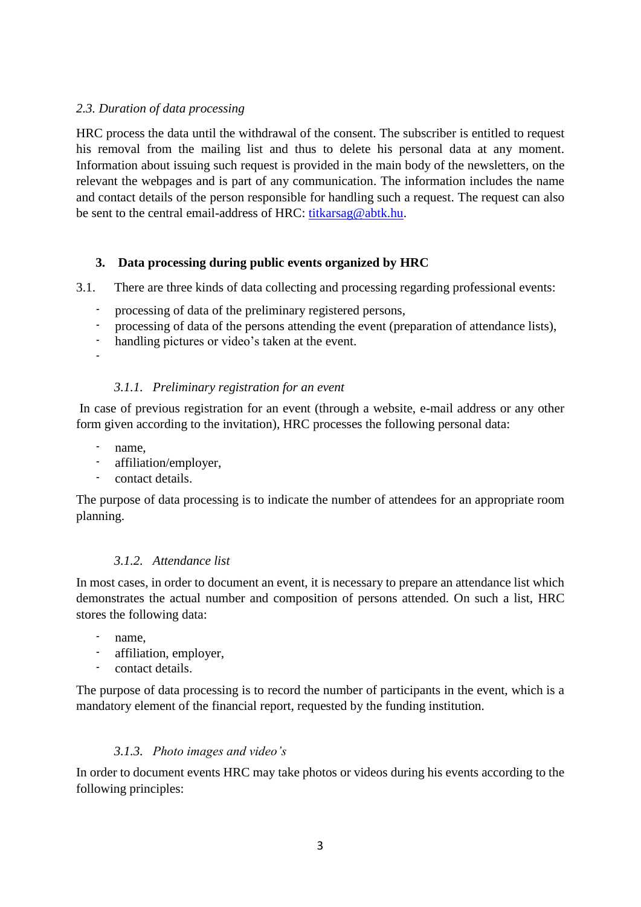*2.3. Duration of data processing*

HRC process the data until the withdrawal of the consent. The subscriber is entitled to request his removal from the mailing list and thus to delete his personal data at any moment. Information about issuing such request is provided in the main body of the newsletters, on the relevant the webpages and is part of any communication. The information includes the name and contact details of the person responsible for handling such a request. The request can also be sent to the central email-address of HRC: titkarsag@abtk.hu.

## 3. Data processing during public events organized by HRC

3.1. There are three kinds of data collecting and processing regarding professional events:

- processing of data of the preliminary registered persons,
- processing of data of the persons attending the event (preparation of attendance lists),
- handling pictures or video's taken at the event.
-

### *3.1.1. Preliminary registration for an event*

In case of previous registration for an event (through a website, e-mail address or any other form given according to the invitation), HRC processes the following personal data:

- name,
- affiliation/employer,
- contact details.

The purpose of data processing is to indicate the number of attendees for an appropriate room planning.

### *3.1.2. Attendance list*

In most cases, in order to document an event, it is necessary to prepare an attendance list which demonstrates the actual number and composition of persons attended. On such a list, HRC stores the following data:

- name,
- affiliation, employer,
- contact details.

The purpose of data processing is to record the number of participants in the event, which is a mandatory element of the financial report, requested by the funding institution.

### *3.1.3. Photo images and video's*

In order to document events HRC may take photos or videos during his events according to the following principles: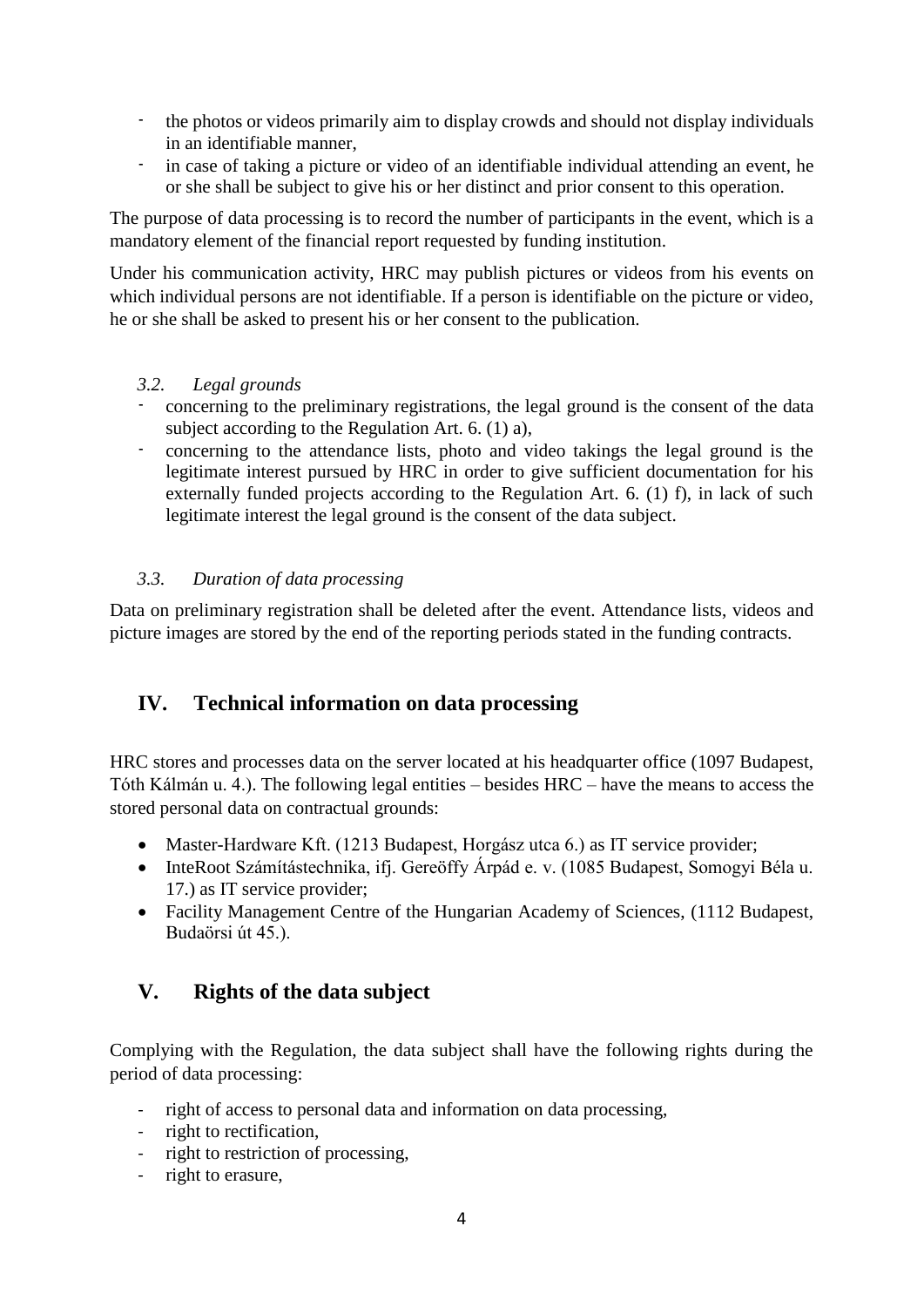- the photos or videos primarily aim to display crowds and should not display individuals in an identifiable manner,
- in case of taking a picture or video of an identifiable individual attending an event, he or she shall be subject to give his or her distinct and prior consent to this operation.

The purpose of data processing is to record the number of participants in the event, which is a mandatory element of the financial report requested by funding institution.

Under his communication activity, HRC may publish pictures or videos from his events on which individual persons are not identifiable. If a person is identifiable on the picture or video, he or she shall be asked to present his or her consent to the publication.

### *3.2. Legal grounds*

- concerning to the preliminary registrations, the legal ground is the consent of the data subject according to the Regulation Art. 6. (1) a),
- concerning to the attendance lists, photo and video takings the legal ground is the legitimate interest pursued by HRC in order to give sufficient documentation for his externally funded projects according to the Regulation Art. 6. (1) f), in lack of such legitimate interest the legal ground is the consent of the data subject.

### *3.3. Duration of data processing*

Data on preliminary registration shall be deleted after the event. Attendance lists, videos and picture images are stored by the end of the reporting periods stated in the funding contracts.

## IV. Technical information on data processing

HRC stores and processes data on the server located at his headquarter office (1097 Budapest, Tóth Kálmán u. 4.). The following legal entities – besides HRC – have the means to access the stored personal data on contractual grounds:

- Master-Hardware Kft. (1213 Budapest, Horgász utca 6.) as IT service provider;
- InteRoot Számítástechnika, ifj. Gereöffy Árpád e. v. (1085 Budapest, Somogyi Béla u. 17.) as IT service provider;
- Facility Management Centre of the Hungarian Academy of Sciences, (1112 Budapest, Budaörsi út 45.).

## V. Rights of the data subject

Complying with the Regulation, the data subject shall have the following rights during the period of data processing:

- right of access to personal data and information on data processing,
- right to rectification,
- right to restriction of processing,
- right to erasure,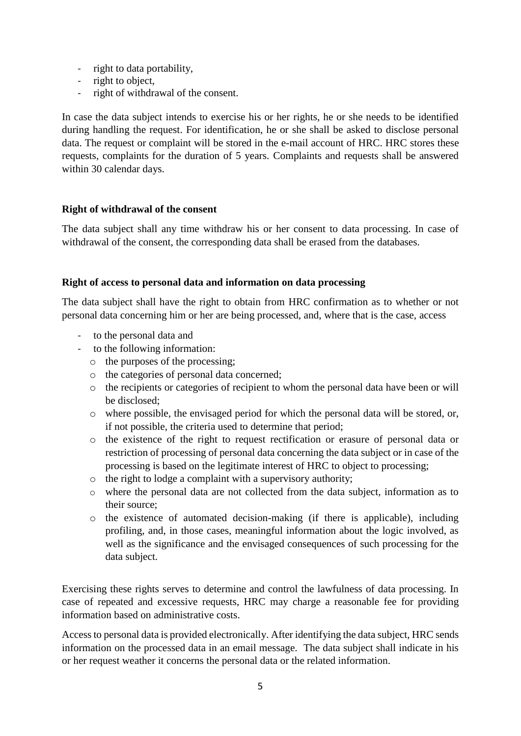- right to data portability,
- right to object,
- right of withdrawal of the consent.

In case the data subject intends to exercise his or her rights, he or she needs to be identified during handling the request. For identification, he or she shall be asked to disclose personal data. The request or complaint will be stored in the e-mail account of HRC. HRC stores these requests, complaints for the duration of 5 years. Complaints and requests shall be answered within 30 calendar days.

**Right of withdrawal of the consent**

The data subject shall any time withdraw his or her consent to data processing. In case of withdrawal of the consent, the corresponding data shall be erased from the databases.

**Right of access to personal data and information on data processing**

The data subject shall have the right to obtain from HRC confirmation as to whether or not personal data concerning him or her are being processed, and, where that is the case, access

- to the personal data and
- to the following information:
  - the purposes of the processing;
  - the categories of personal data concerned;
  - the recipients or categories of recipient to whom the personal data have been or will be disclosed;
  - where possible, the envisaged period for which the personal data will be stored, or, if not possible, the criteria used to determine that period;
  - the existence of the right to request rectification or erasure of personal data or restriction of processing of personal data concerning the data subject or in case of the processing is based on the legitimate interest of HRC to object to processing;
  - the right to lodge a complaint with a supervisory authority;
  - where the personal data are not collected from the data subject, information as to their source;
  - the existence of automated decision-making (if there is applicable), including profiling, and, in those cases, meaningful information about the logic involved, as well as the significance and the envisaged consequences of such processing for the data subject.

Exercising these rights serves to determine and control the lawfulness of data processing. In case of repeated and excessive requests, HRC may charge a reasonable fee for providing information based on administrative costs.

Access to personal data is provided electronically. After identifying the data subject, HRC sends information on the processed data in an email message. The data subject shall indicate in his or her request weather it concerns the personal data or the related information.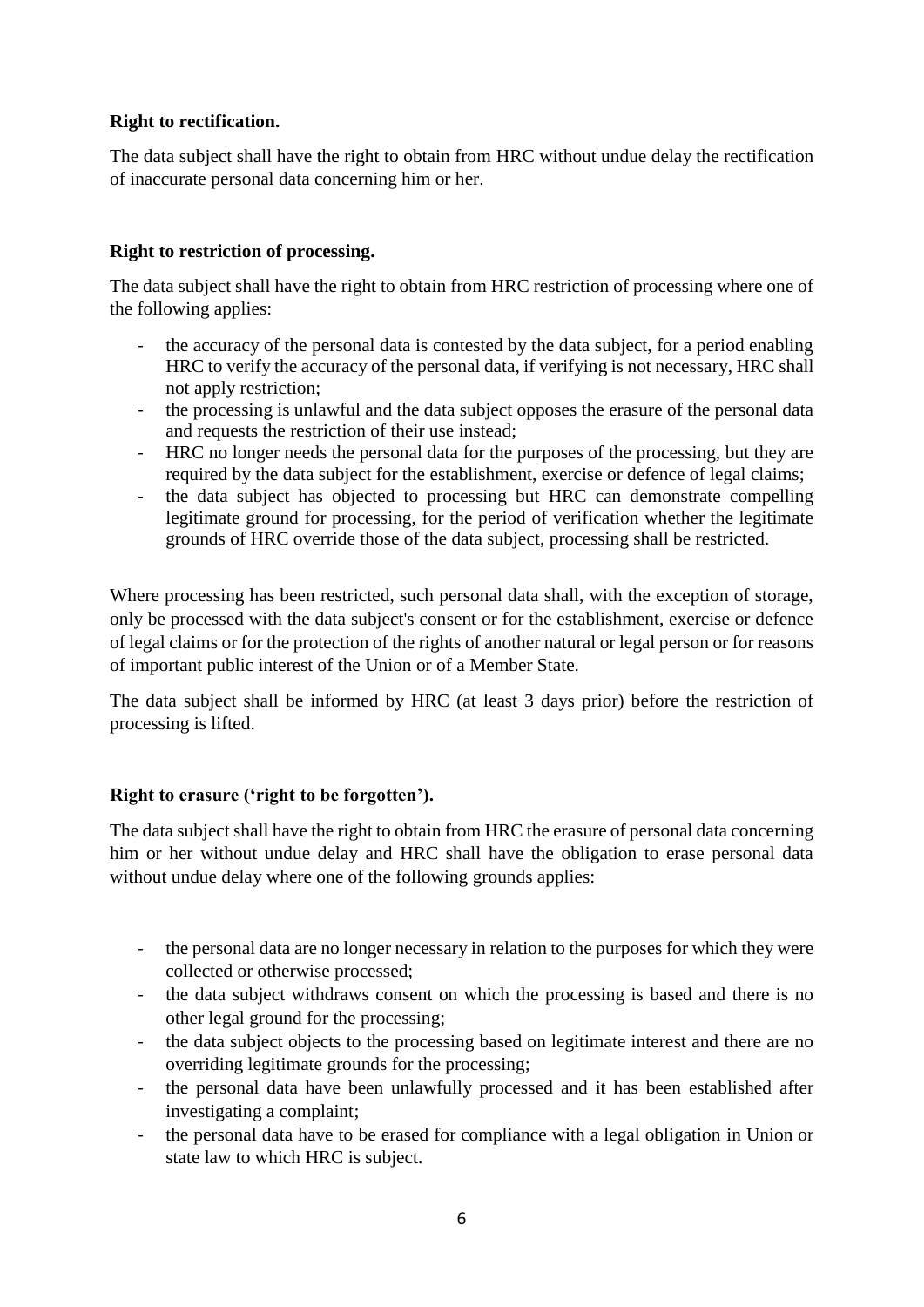**Right to rectification.**

The data subject shall have the right to obtain from HRC without undue delay the rectification of inaccurate personal data concerning him or her.

**Right to restriction of processing.**

The data subject shall have the right to obtain from HRC restriction of processing where one of the following applies:

- the accuracy of the personal data is contested by the data subject, for a period enabling HRC to verify the accuracy of the personal data, if verifying is not necessary, HRC shall not apply restriction;
- the processing is unlawful and the data subject opposes the erasure of the personal data and requests the restriction of their use instead;
- HRC no longer needs the personal data for the purposes of the processing, but they are required by the data subject for the establishment, exercise or defence of legal claims;
- the data subject has objected to processing but HRC can demonstrate compelling legitimate ground for processing, for the period of verification whether the legitimate grounds of HRC override those of the data subject, processing shall be restricted.

Where processing has been restricted, such personal data shall, with the exception of storage, only be processed with the data subject's consent or for the establishment, exercise or defence of legal claims or for the protection of the rights of another natural or legal person or for reasons of important public interest of the Union or of a Member State.

The data subject shall be informed by HRC (at least 3 days prior) before the restriction of processing is lifted.

**Right to erasure ('right to be forgotten').**

The data subject shall have the right to obtain from HRC the erasure of personal data concerning him or her without undue delay and HRC shall have the obligation to erase personal data without undue delay where one of the following grounds applies:

- the personal data are no longer necessary in relation to the purposes for which they were collected or otherwise processed;
- the data subject withdraws consent on which the processing is based and there is no other legal ground for the processing;
- the data subject objects to the processing based on legitimate interest and there are no overriding legitimate grounds for the processing;
- the personal data have been unlawfully processed and it has been established after investigating a complaint;
- the personal data have to be erased for compliance with a legal obligation in Union or state law to which HRC is subject.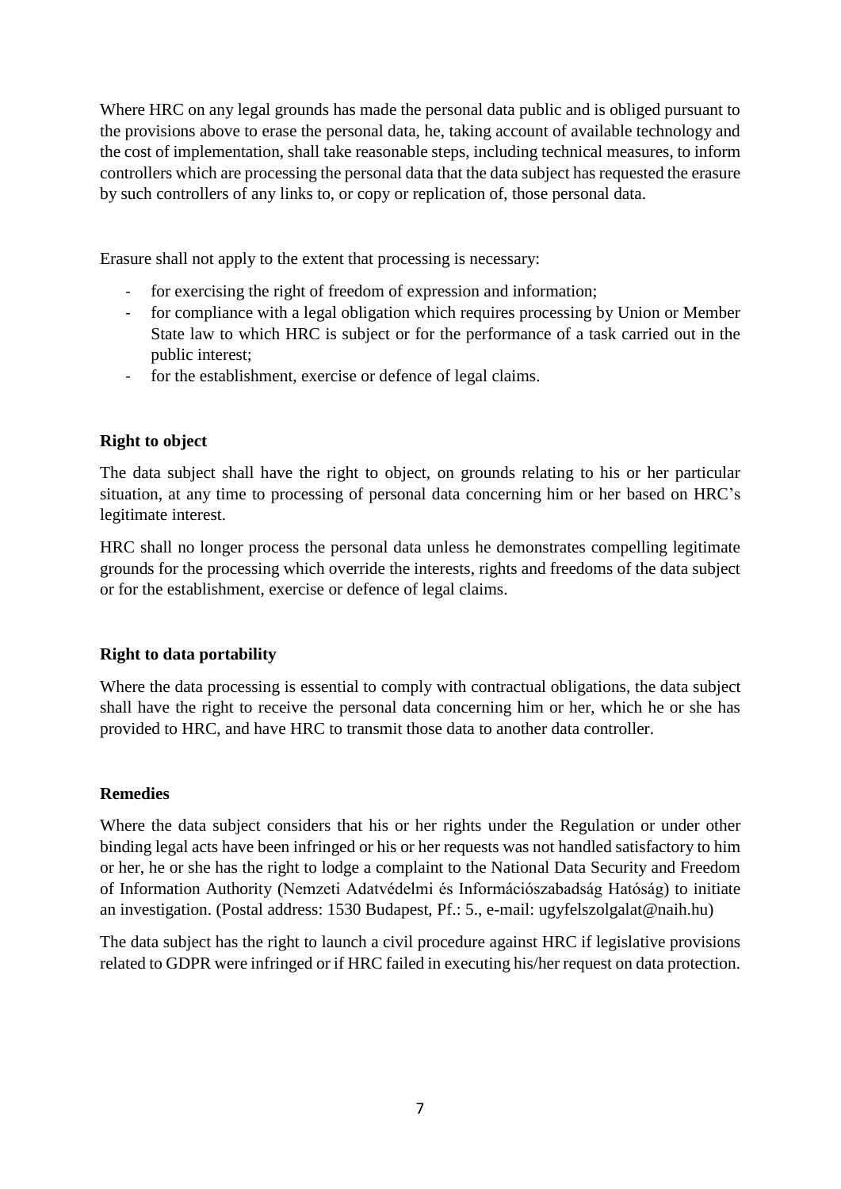Where HRC on any legal grounds has made the personal data public and is obliged pursuant to the provisions above to erase the personal data, he, taking account of available technology and the cost of implementation, shall take reasonable steps, including technical measures, to inform controllers which are processing the personal data that the data subject has requested the erasure by such controllers of any links to, or copy or replication of, those personal data.

Erasure shall not apply to the extent that processing is necessary:

- for exercising the right of freedom of expression and information;
- for compliance with a legal obligation which requires processing by Union or Member State law to which HRC is subject or for the performance of a task carried out in the public interest;
- for the establishment, exercise or defence of legal claims.

**Right to object**

The data subject shall have the right to object, on grounds relating to his or her particular situation, at any time to processing of personal data concerning him or her based on HRC's legitimate interest.

HRC shall no longer process the personal data unless he demonstrates compelling legitimate grounds for the processing which override the interests, rights and freedoms of the data subject or for the establishment, exercise or defence of legal claims.

**Right to data portability**

Where the data processing is essential to comply with contractual obligations, the data subject shall have the right to receive the personal data concerning him or her, which he or she has provided to HRC, and have HRC to transmit those data to another data controller.

**Remedies**

Where the data subject considers that his or her rights under the Regulation or under other binding legal acts have been infringed or his or her requests was not handled satisfactory to him or her, he or she has the right to lodge a complaint to the National Data Security and Freedom of Information Authority (Nemzeti Adatvédelmi és Információszabadság Hatóság) to initiate an investigation. (Postal address: 1530 Budapest, Pf.: 5., e-mail: ugyfelszolgalat@naih.hu)

The data subject has the right to launch a civil procedure against HRC if legislative provisions related to GDPR were infringed or if HRC failed in executing his/her request on data protection.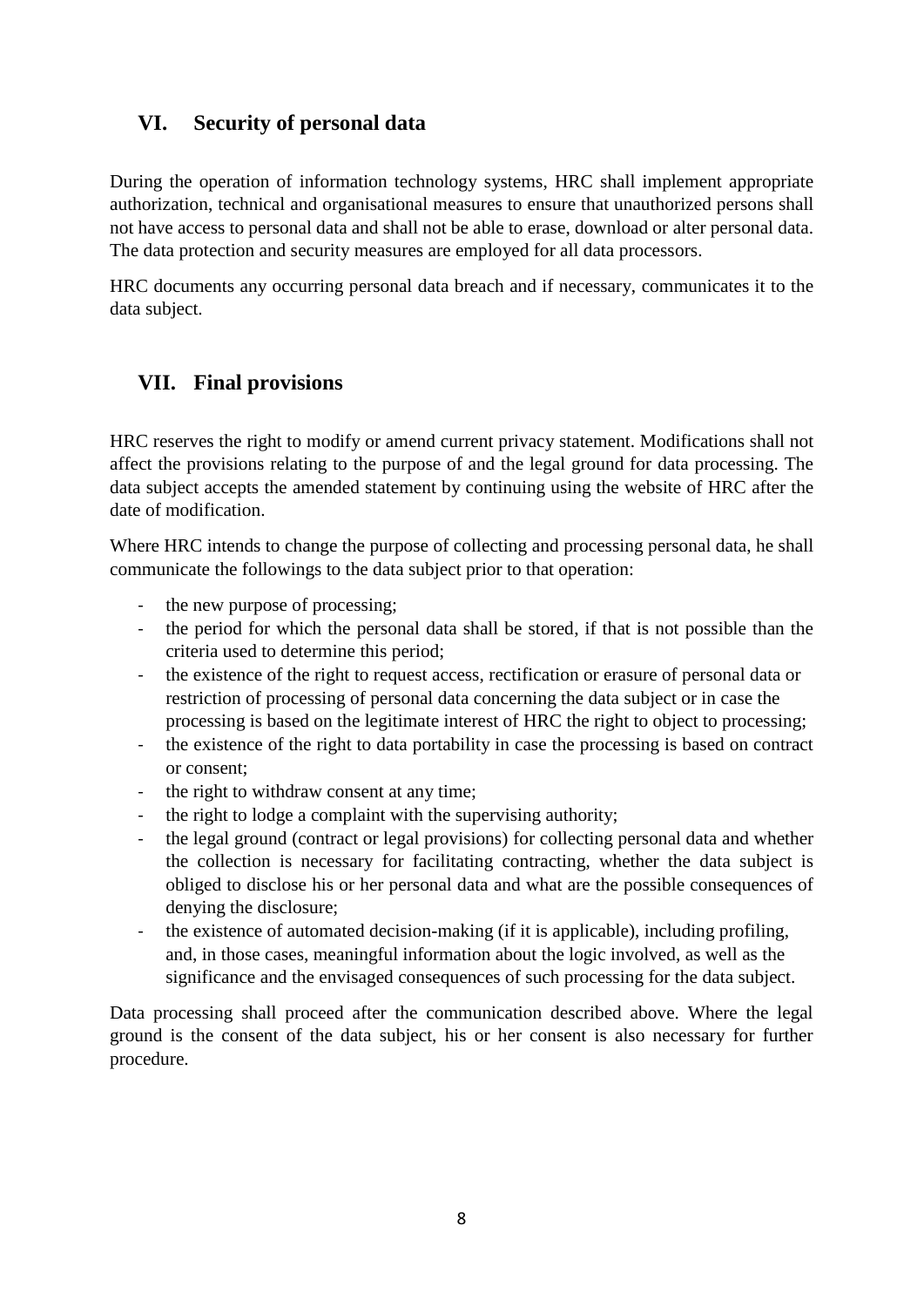## VI. Security of personal data

During the operation of information technology systems, HRC shall implement appropriate authorization, technical and organisational measures to ensure that unauthorized persons shall not have access to personal data and shall not be able to erase, download or alter personal data. The data protection and security measures are employed for all data processors.

HRC documents any occurring personal data breach and if necessary, communicates it to the data subject.

## VII. Final provisions

HRC reserves the right to modify or amend current privacy statement. Modifications shall not affect the provisions relating to the purpose of and the legal ground for data processing. The data subject accepts the amended statement by continuing using the website of HRC after the date of modification.

Where HRC intends to change the purpose of collecting and processing personal data, he shall communicate the followings to the data subject prior to that operation:

- the new purpose of processing;
- the period for which the personal data shall be stored, if that is not possible than the criteria used to determine this period;
- the existence of the right to request access, rectification or erasure of personal data or restriction of processing of personal data concerning the data subject or in case the processing is based on the legitimate interest of HRC the right to object to processing;
- the existence of the right to data portability in case the processing is based on contract or consent;
- the right to withdraw consent at any time;
- the right to lodge a complaint with the supervising authority;
- the legal ground (contract or legal provisions) for collecting personal data and whether the collection is necessary for facilitating contracting, whether the data subject is obliged to disclose his or her personal data and what are the possible consequences of denying the disclosure;
- the existence of automated decision-making (if it is applicable), including profiling, and, in those cases, meaningful information about the logic involved, as well as the significance and the envisaged consequences of such processing for the data subject.

Data processing shall proceed after the communication described above. Where the legal ground is the consent of the data subject, his or her consent is also necessary for further procedure.